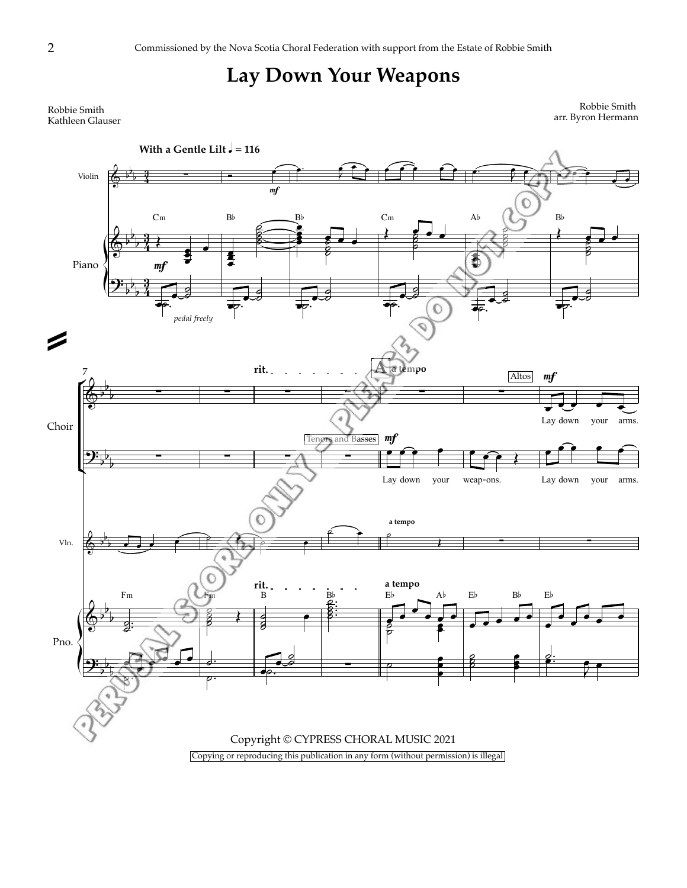Commissioned by the Nova Scotia Choral Federation with support from the Estate of Robbie Smith

# Lay Down Your Weapons

Robbie Smith
Kathleen Glauser

Robbie Smith
arr. Byron Hermann

Copyright © CYPRESS CHORAL MUSIC 2021

Copying or reproducing this publication in any form (without permission) is illegal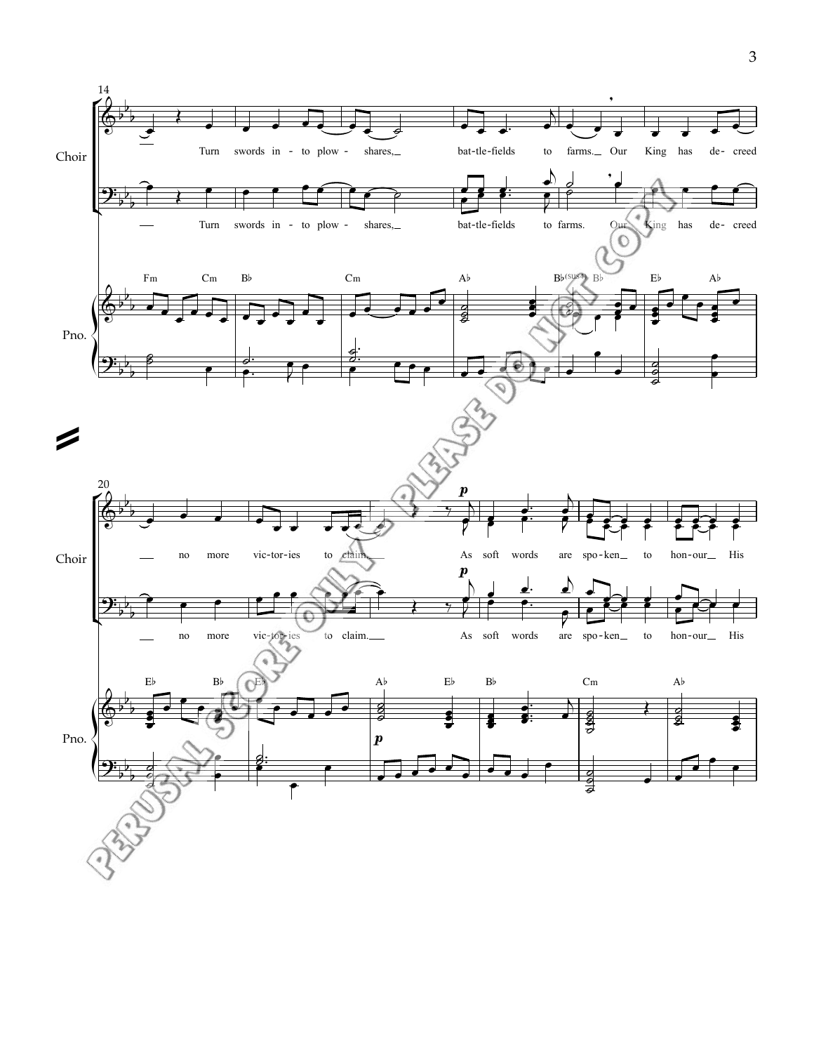Choir

Turn swords in - to plow - shares, bat - tle - fields to farms. Our King has de - creed

Pno.

Fm Cm B♭ Cm A♭ B♭(sus4) B♭ E♭ A♭

Choir

no more vic - tor - ies to claim. *p* As soft words are spo - ken to hon - our His

Pno.

E♭ B♭ E♭ A♭ E♭ B♭ Cm A♭

*p*

PERUSAL SCORE ONLY - PLEASE DO NOT COPY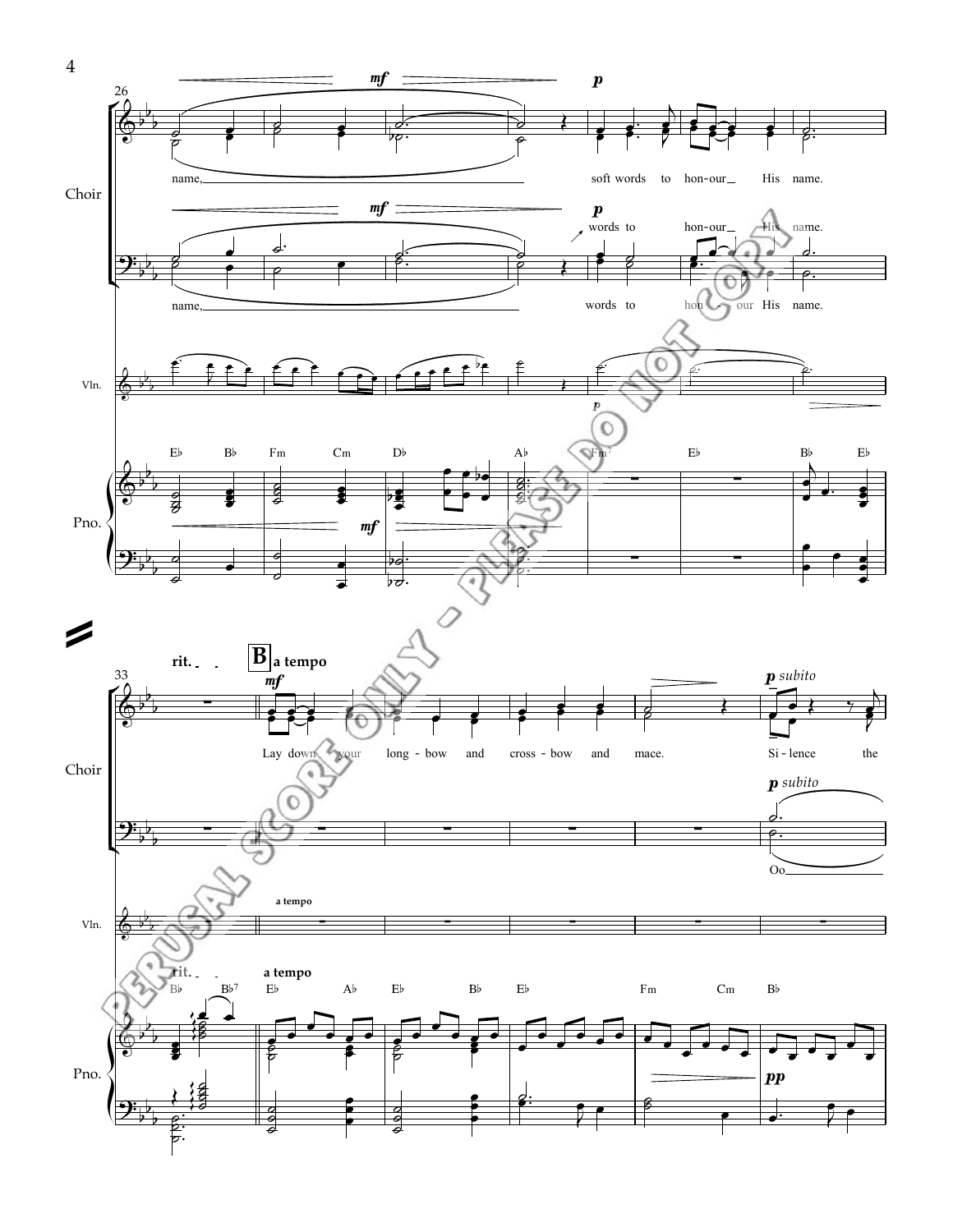26

Choir

*mf* *p*

name, soft words to hon-our His name.

*mf* *p*

words to hon-our His name.

name, words to hon-our His name.

Vln.

*p*

Pno.

E♭ B♭ Fm Cm D♭ A♭ Fm7 E♭ B♭ E♭

*mf*

33

rit. **B** a tempo

*mf*

Lay down your long-bow and cross-bow and mace. Si-lence the

*p subito*

*p subito*

Oo

Vln.

a tempo

rit. a tempo

B♭ B♭7 E♭ A♭ E♭ B♭ E♭ Fm Cm B♭

Pno.

*pp*

PERUSAL SCORE ONLY - PLEASE DO NOT COPY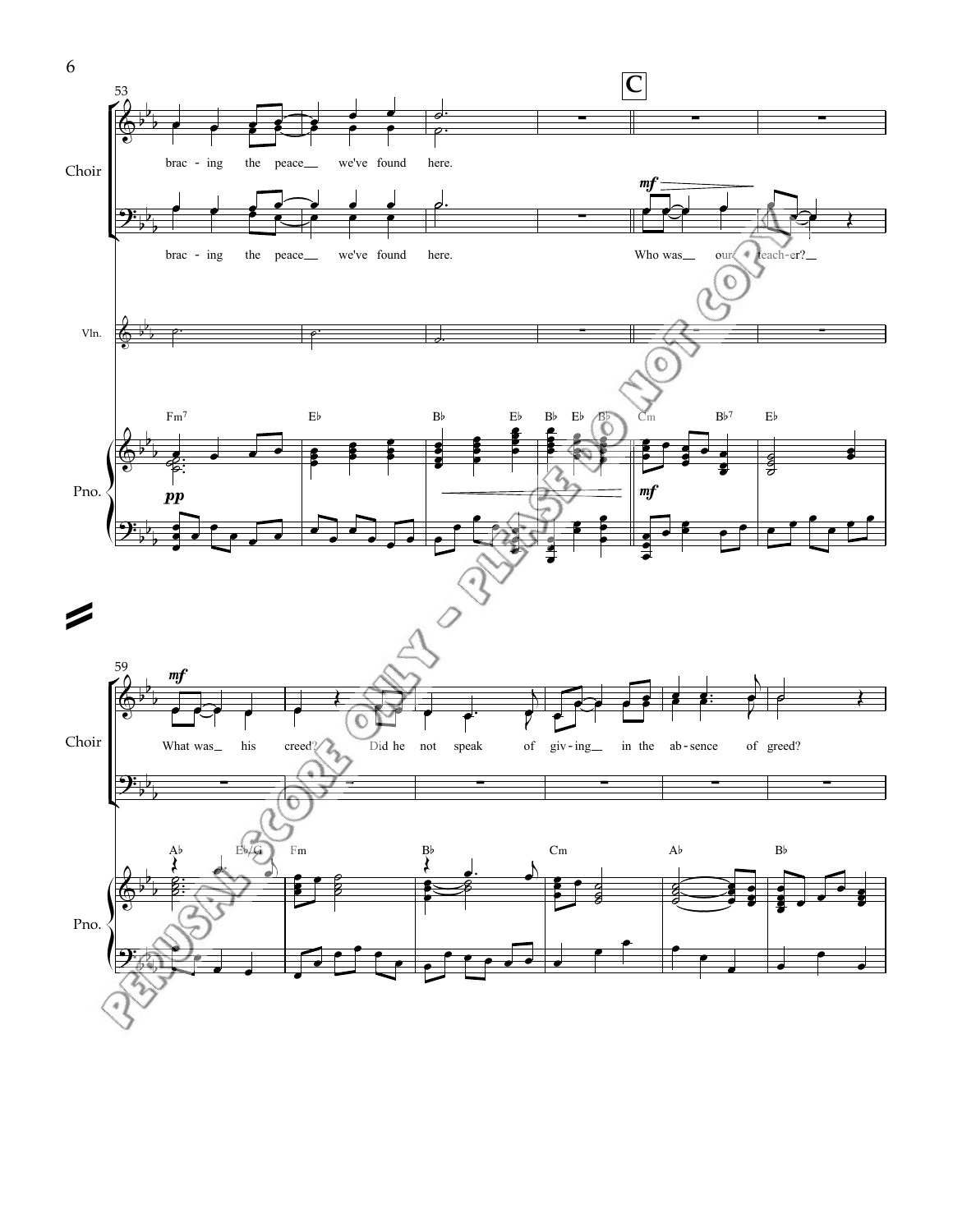C

Choir

brac - ing the peace we've found here.

Who was our teach - er?

What was his creed? Did he not speak of giv - ing in the ab - sence of greed?

Vln.

Pno.

Fm7 E♭ B♭ E♭ B♭ E♭ B♭ Cm B♭7 E♭

A♭ E♭/G Fm B♭ Cm A♭ B♭

PERUSAL SCORE ONLY - PLEASE DO NOT COPY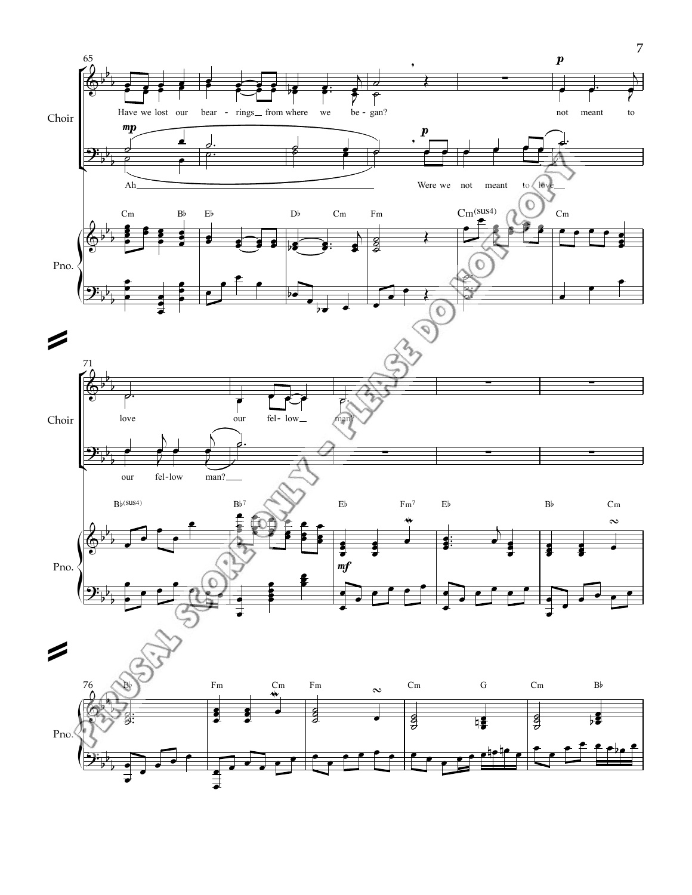Choir

Have we lost our bear - rings from where we be - gan? not meant to love our fel - low man?

Ah Were we not meant to love our fel-low man?

Pno.

Cm Bb Eb Db Cm Fm Cm(sus4) Cm

Bb(sus4) Bb7 Eb Fm7 Eb Bb Cm

Bb Fm Cm Fm Cm G Cm Bb

PERUSAL SCORE ONLY - PLEASE DO NOT COPY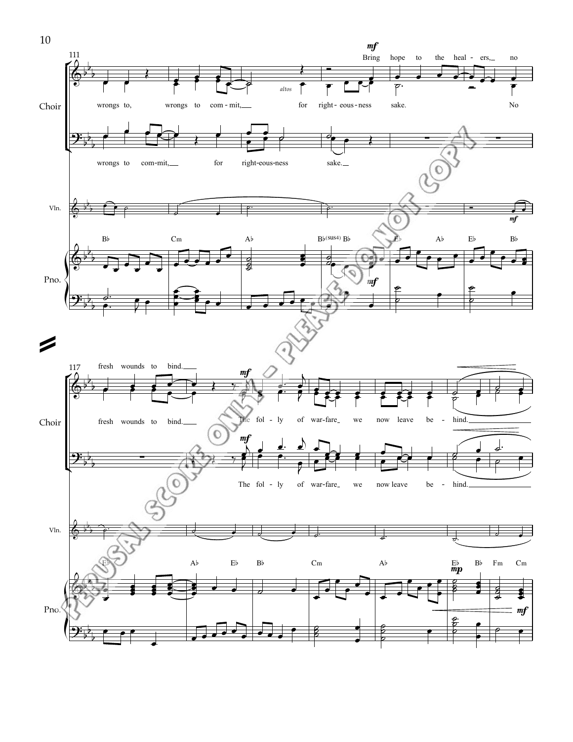111

**Choir**

*mf* Bring hope to the heal - ers, no

wrongs to, wrongs to com - mit, for right - eous - ness sake. No

*altos*

wrongs to com - mit, for right-eous-ness sake.

**Vln.**

**Pno.**

B♭ Cm A♭ B♭(sus4) B♭ E♭ A♭ E♭ B♭

117

fresh wounds to bind.

fresh wounds to bind. *mf* The fol - ly of war-fare we now leave be - hind.

*mf* The fol - ly of war-fare we now leave be - hind.

E♭ A♭ E♭ B♭ Cm A♭ E♭ B♭ Fm Cm

*mp* *mf*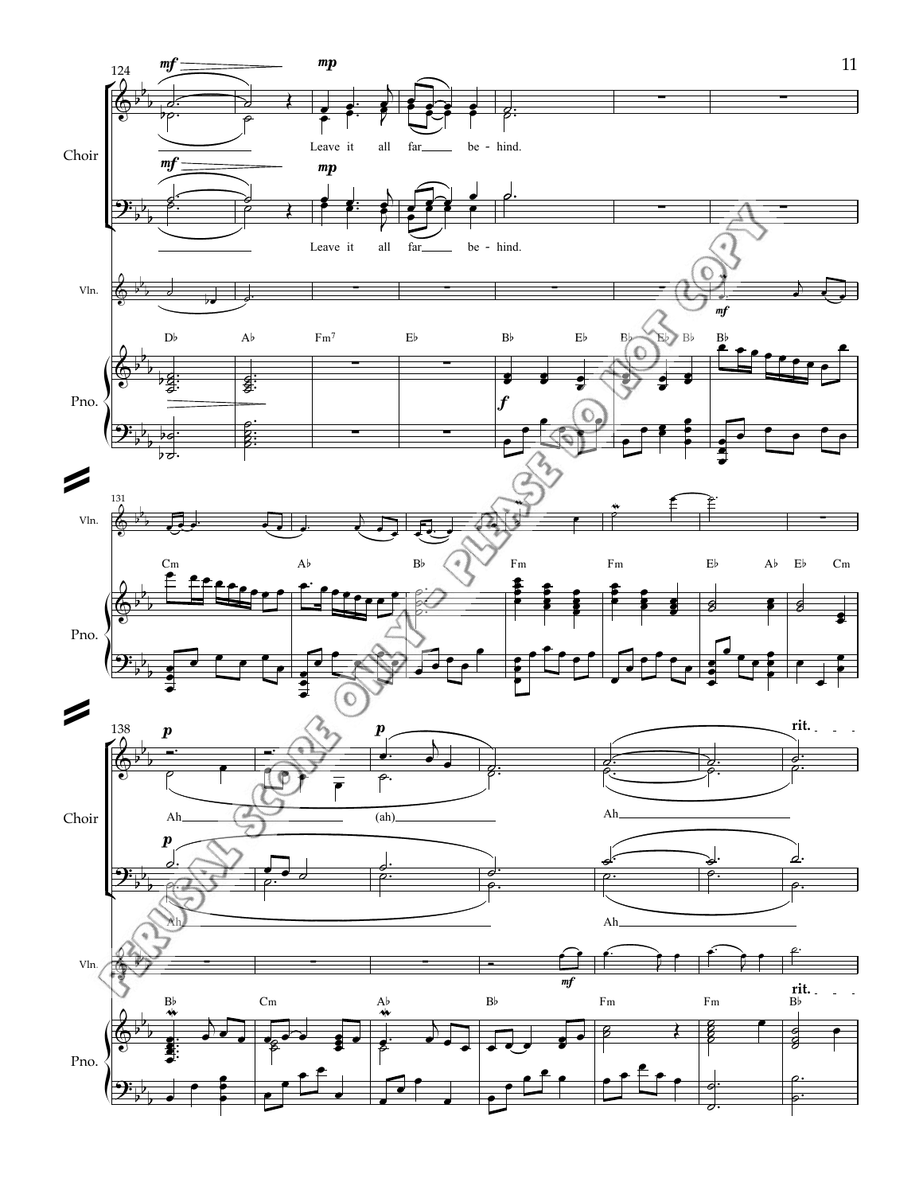Choir

Leave it all far be - hind.

Leave it all far be - hind.

Vln.

Pno.

Ah (ah)

Ah

Ah

Ah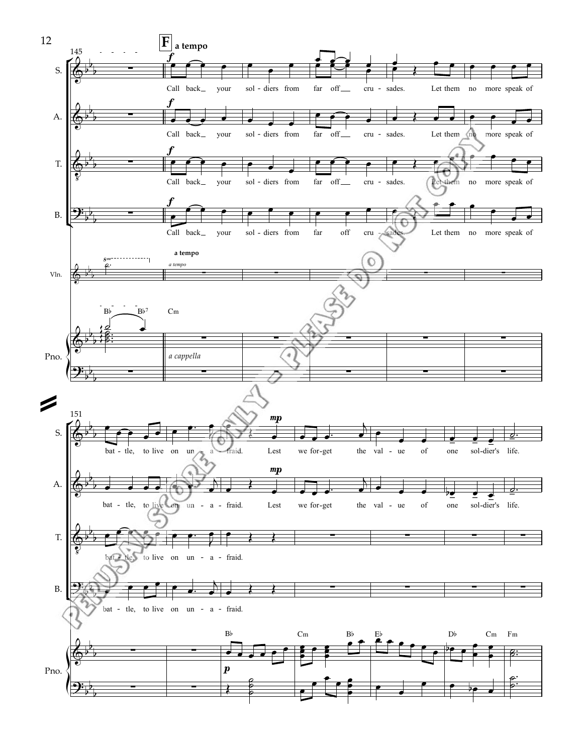**F** a tempo

Call back your soldiers from far off crusades. Let them no more speak of battle, to live on unafraid.

Lest we forget the value of one soldier's life.

a cappella

Cm — B♭ — Cm — B♭ — E♭ — D♭ — Cm — Fm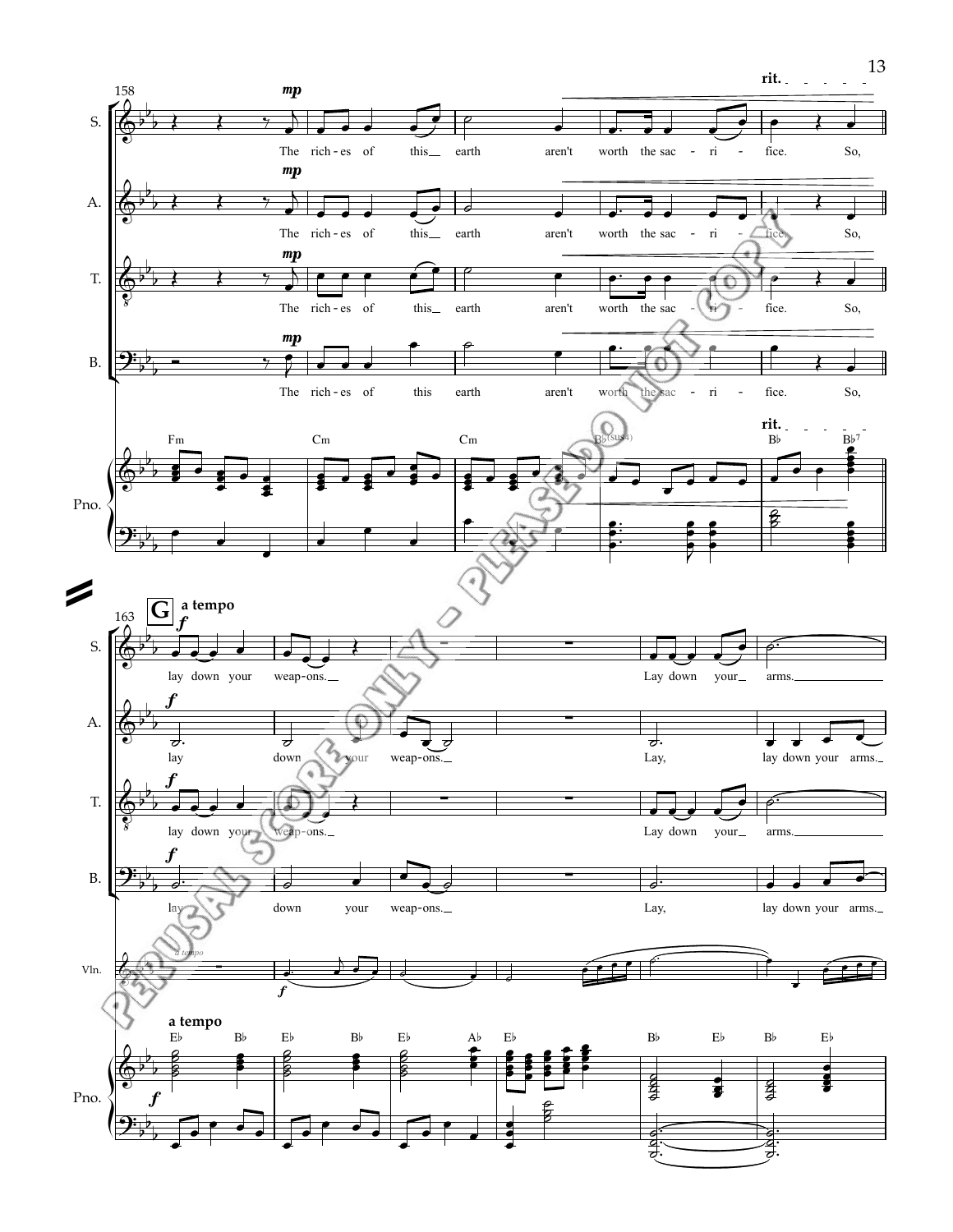rit.

mp

S.: The rich-es of this earth aren't worth the sac-ri-fice. So,

A.: The rich-es of this earth aren't worth the sac-ri-fice. So,

T.: The rich-es of this earth aren't worth the sac-ri-fice. So,

B.: The rich-es of this earth aren't worth the sac-ri-fice. So,

Pno.: Fm Cm Cm B♭(sus4) rit. B♭ B♭7

**G** a tempo

f

S.: lay down your weap-ons. Lay down your arms.

A.: lay down your weap-ons. Lay, lay down your arms.

T.: lay down your weap-ons. Lay down your arms.

B.: lay down your weap-ons. Lay, lay down your arms.

Vln.: a tempo f

Pno.: a tempo E♭ B♭ E♭ B♭ E♭ A♭ E♭ B♭ E♭ B♭ E♭ f

PERUSAL SCORE ONLY - PLEASE DO NOT COPY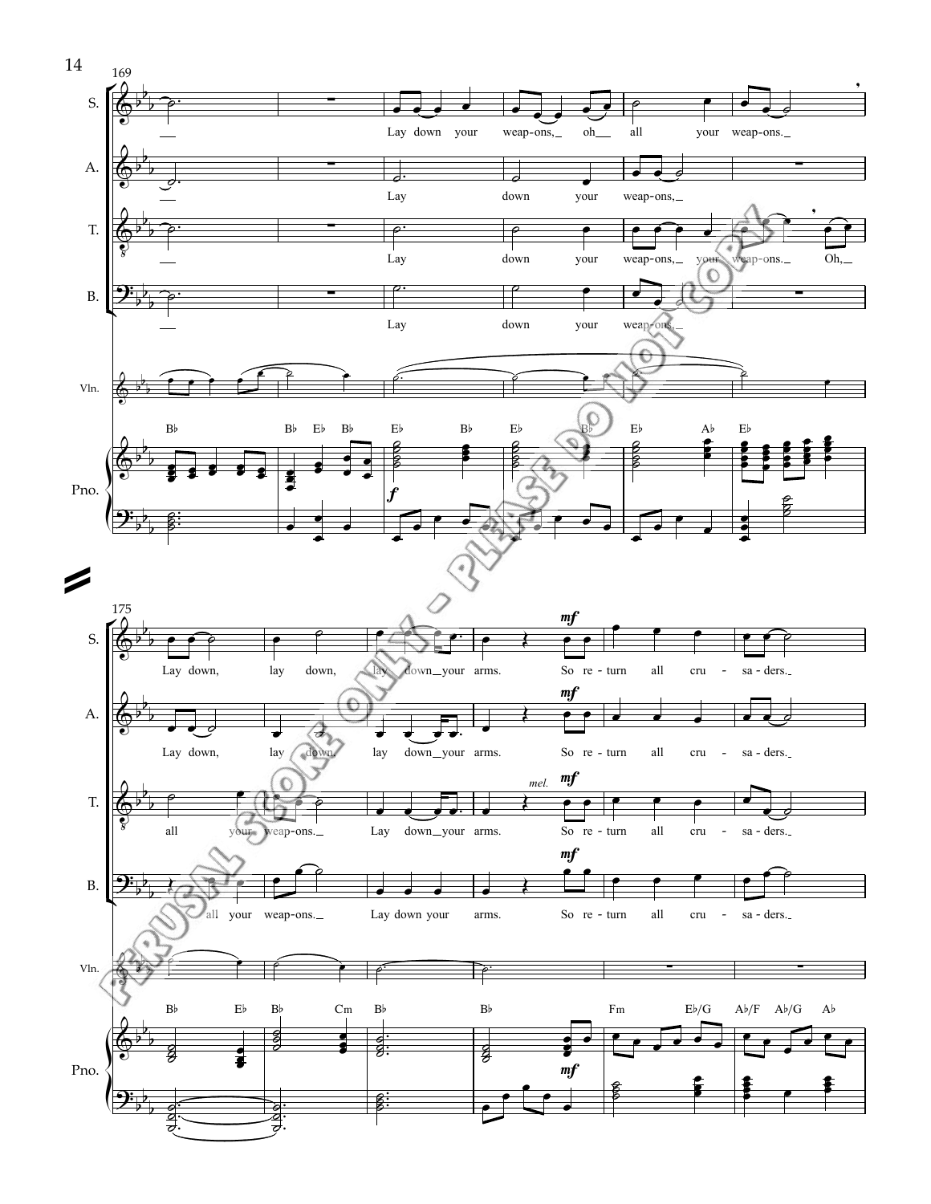S.

A.

T.

B.

Vln.

Pno.

Lay down your weap-ons, oh all your weap-ons.

Lay down your weap-ons,

Lay down your weap-ons, your weap-ons. Oh,

Lay down your weap-ons,

B♭ B♭ E♭ B♭ E♭ B♭ E♭ B♭ E♭ A♭ E♭

*f*

S.

A.

T.

B.

Vln.

Pno.

Lay down, lay down, lay down your arms. So re-turn all cru-sa-ders.

Lay down, lay down, lay down your arms. So re-turn all cru-sa-ders.

all your weap-ons. Lay down your arms. So re-turn all cru-sa-ders.

all your weap-ons. Lay down your arms. So re-turn all cru-sa-ders.

*mel.*

*mf*

B♭ E♭ B♭ Cm B♭ B♭ Fm E♭/G A♭/F A♭/G A♭

PERUSAL SCORE ONLY - PLEASE DO NOT COPY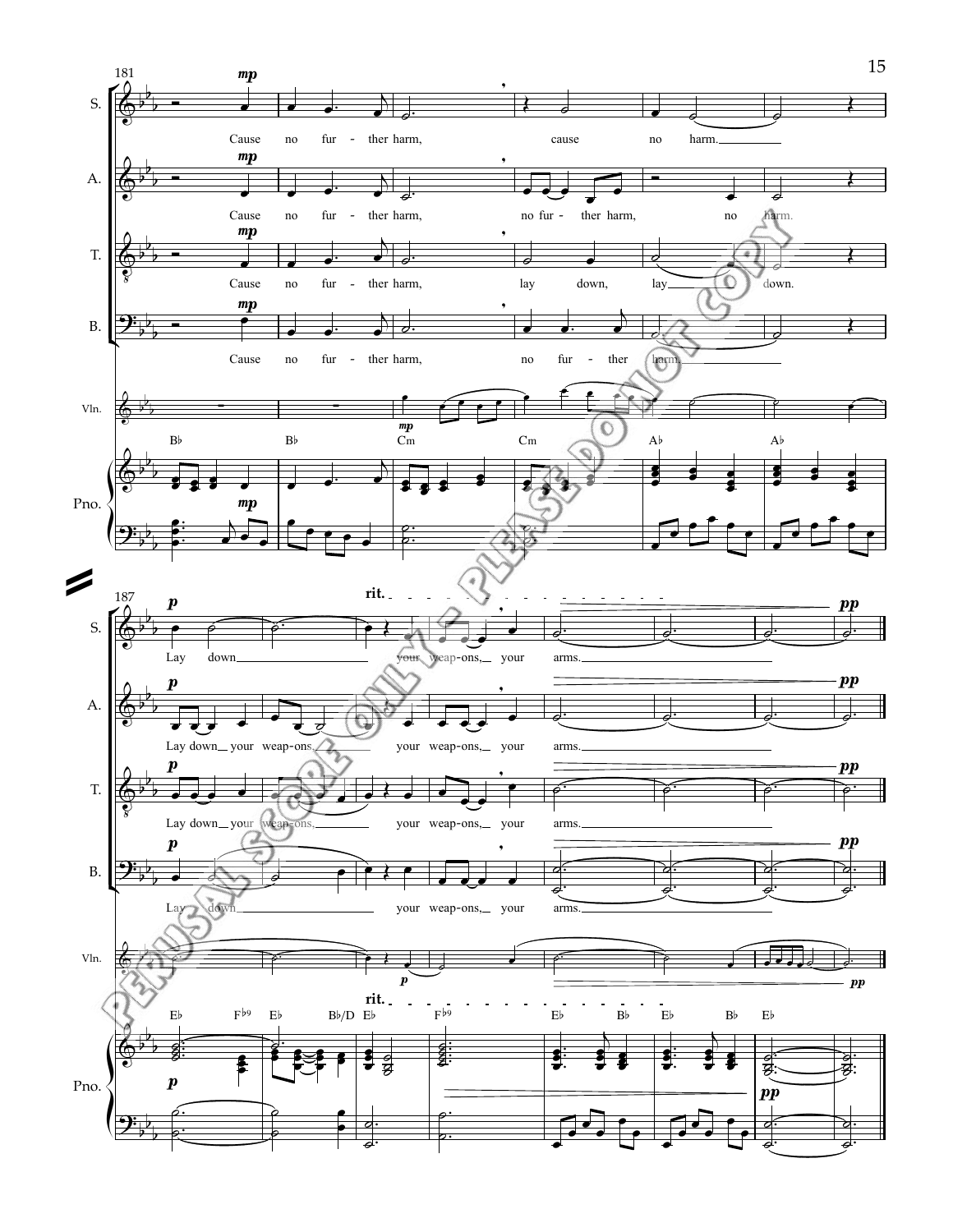S. Cause no fur - ther harm, cause no harm.

A. Cause no fur - ther harm, no fur - ther harm, no harm.

T. Cause no fur - ther harm, lay down, lay down.

B. Cause no fur - ther harm, no fur - ther harm.

S. Lay down your weap-ons, your arms.

A. Lay down your weap-ons, your weap-ons, your arms.

T. Lay down your weap-ons, your weap-ons, your arms.

B. Lay down your weap-ons, your arms.

PERUSAL SCORE ONLY - PLEASE DO NOT COPY